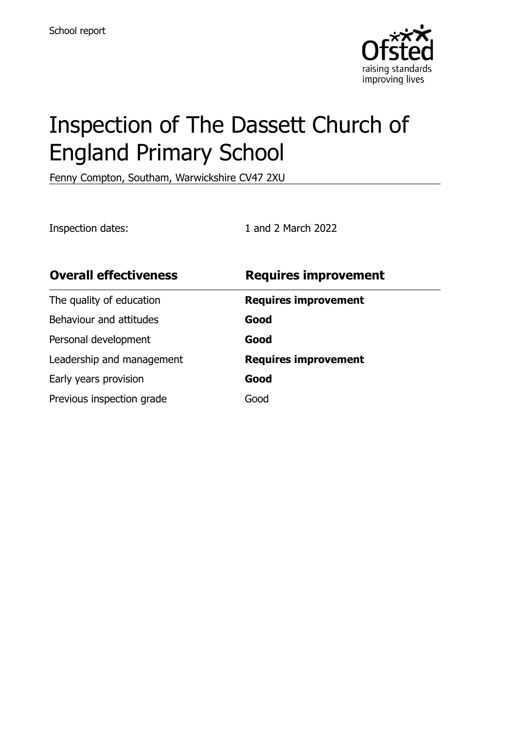School report

# Inspection of The Dassett Church of England Primary School

Fenny Compton, Southam, Warwickshire CV47 2XU

Inspection dates: 1 and 2 March 2022

| Overall effectiveness | Requires improvement |
| --- | --- |
| The quality of education | **Requires improvement** |
| Behaviour and attitudes | **Good** |
| Personal development | **Good** |
| Leadership and management | **Requires improvement** |
| Early years provision | **Good** |
| Previous inspection grade | Good |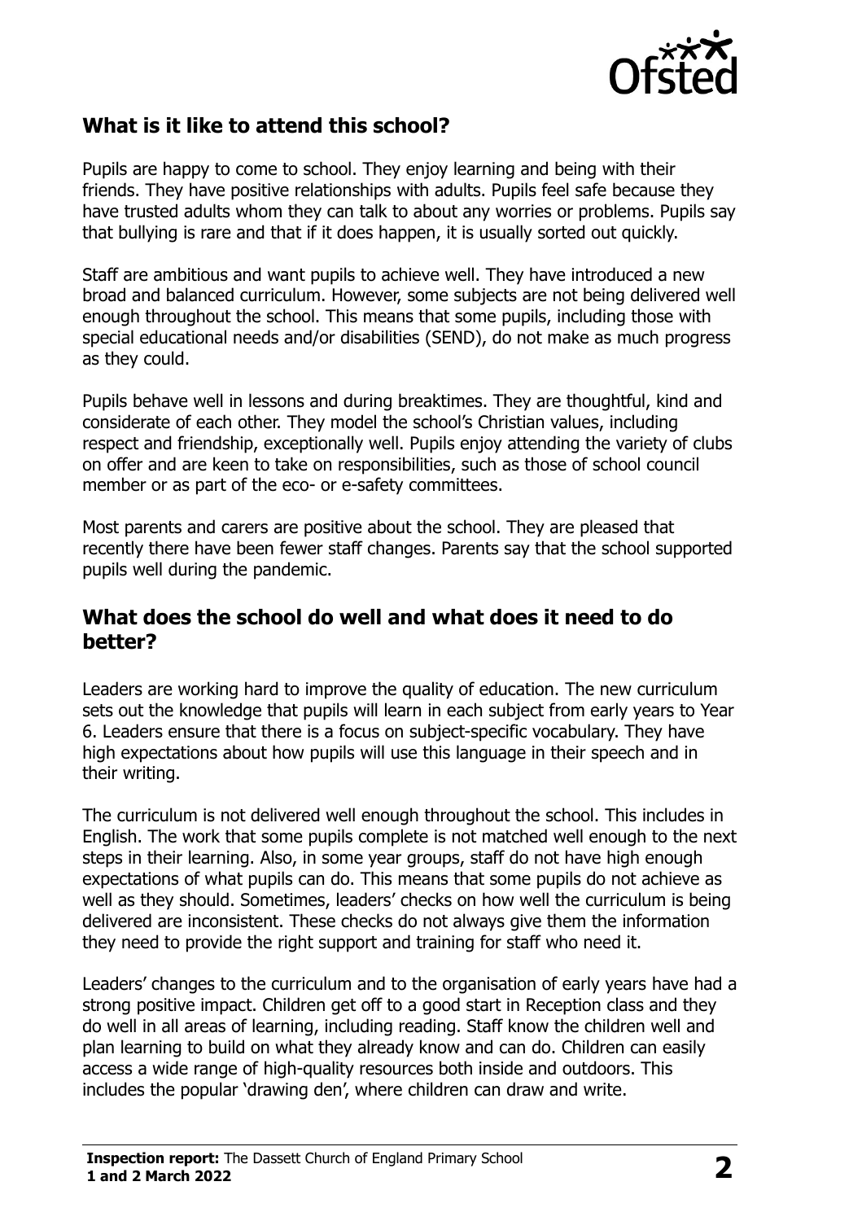## What is it like to attend this school?

Pupils are happy to come to school. They enjoy learning and being with their friends. They have positive relationships with adults. Pupils feel safe because they have trusted adults whom they can talk to about any worries or problems. Pupils say that bullying is rare and that if it does happen, it is usually sorted out quickly.

Staff are ambitious and want pupils to achieve well. They have introduced a new broad and balanced curriculum. However, some subjects are not being delivered well enough throughout the school. This means that some pupils, including those with special educational needs and/or disabilities (SEND), do not make as much progress as they could.

Pupils behave well in lessons and during breaktimes. They are thoughtful, kind and considerate of each other. They model the school's Christian values, including respect and friendship, exceptionally well. Pupils enjoy attending the variety of clubs on offer and are keen to take on responsibilities, such as those of school council member or as part of the eco- or e-safety committees.

Most parents and carers are positive about the school. They are pleased that recently there have been fewer staff changes. Parents say that the school supported pupils well during the pandemic.

## What does the school do well and what does it need to do better?

Leaders are working hard to improve the quality of education. The new curriculum sets out the knowledge that pupils will learn in each subject from early years to Year 6. Leaders ensure that there is a focus on subject-specific vocabulary. They have high expectations about how pupils will use this language in their speech and in their writing.

The curriculum is not delivered well enough throughout the school. This includes in English. The work that some pupils complete is not matched well enough to the next steps in their learning. Also, in some year groups, staff do not have high enough expectations of what pupils can do. This means that some pupils do not achieve as well as they should. Sometimes, leaders' checks on how well the curriculum is being delivered are inconsistent. These checks do not always give them the information they need to provide the right support and training for staff who need it.

Leaders' changes to the curriculum and to the organisation of early years have had a strong positive impact. Children get off to a good start in Reception class and they do well in all areas of learning, including reading. Staff know the children well and plan learning to build on what they already know and can do. Children can easily access a wide range of high-quality resources both inside and outdoors. This includes the popular 'drawing den', where children can draw and write.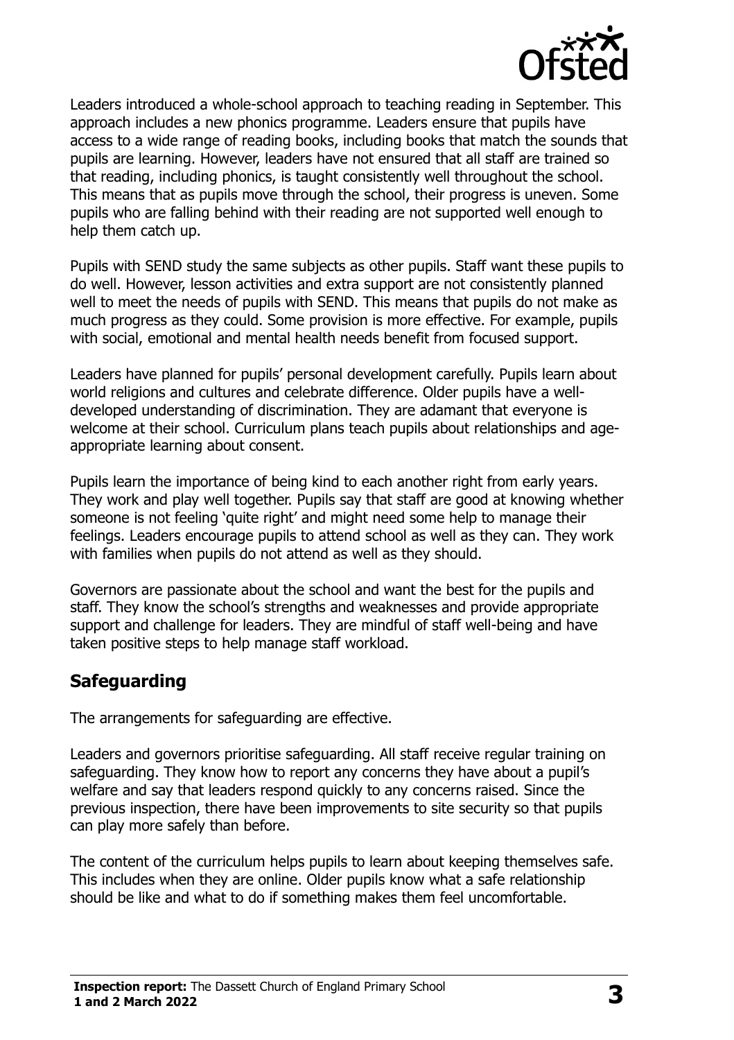Leaders introduced a whole-school approach to teaching reading in September. This approach includes a new phonics programme. Leaders ensure that pupils have access to a wide range of reading books, including books that match the sounds that pupils are learning. However, leaders have not ensured that all staff are trained so that reading, including phonics, is taught consistently well throughout the school. This means that as pupils move through the school, their progress is uneven. Some pupils who are falling behind with their reading are not supported well enough to help them catch up.

Pupils with SEND study the same subjects as other pupils. Staff want these pupils to do well. However, lesson activities and extra support are not consistently planned well to meet the needs of pupils with SEND. This means that pupils do not make as much progress as they could. Some provision is more effective. For example, pupils with social, emotional and mental health needs benefit from focused support.

Leaders have planned for pupils' personal development carefully. Pupils learn about world religions and cultures and celebrate difference. Older pupils have a well-developed understanding of discrimination. They are adamant that everyone is welcome at their school. Curriculum plans teach pupils about relationships and age-appropriate learning about consent.

Pupils learn the importance of being kind to each another right from early years. They work and play well together. Pupils say that staff are good at knowing whether someone is not feeling 'quite right' and might need some help to manage their feelings. Leaders encourage pupils to attend school as well as they can. They work with families when pupils do not attend as well as they should.

Governors are passionate about the school and want the best for the pupils and staff. They know the school's strengths and weaknesses and provide appropriate support and challenge for leaders. They are mindful of staff well-being and have taken positive steps to help manage staff workload.

## Safeguarding

The arrangements for safeguarding are effective.

Leaders and governors prioritise safeguarding. All staff receive regular training on safeguarding. They know how to report any concerns they have about a pupil's welfare and say that leaders respond quickly to any concerns raised. Since the previous inspection, there have been improvements to site security so that pupils can play more safely than before.

The content of the curriculum helps pupils to learn about keeping themselves safe. This includes when they are online. Older pupils know what a safe relationship should be like and what to do if something makes them feel uncomfortable.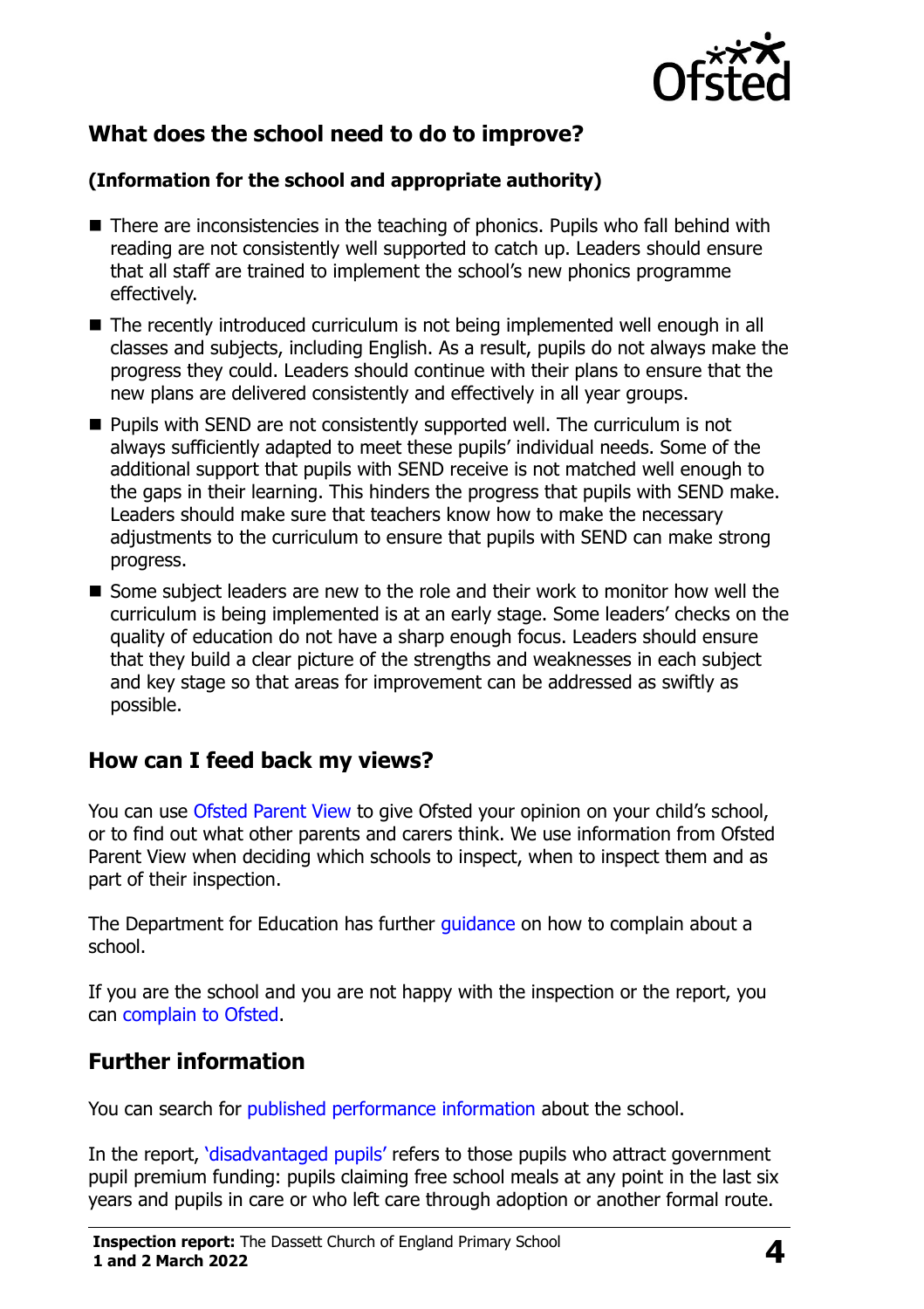## What does the school need to do to improve?

**(Information for the school and appropriate authority)**

- There are inconsistencies in the teaching of phonics. Pupils who fall behind with reading are not consistently well supported to catch up. Leaders should ensure that all staff are trained to implement the school's new phonics programme effectively.
- The recently introduced curriculum is not being implemented well enough in all classes and subjects, including English. As a result, pupils do not always make the progress they could. Leaders should continue with their plans to ensure that the new plans are delivered consistently and effectively in all year groups.
- Pupils with SEND are not consistently supported well. The curriculum is not always sufficiently adapted to meet these pupils' individual needs. Some of the additional support that pupils with SEND receive is not matched well enough to the gaps in their learning. This hinders the progress that pupils with SEND make. Leaders should make sure that teachers know how to make the necessary adjustments to the curriculum to ensure that pupils with SEND can make strong progress.
- Some subject leaders are new to the role and their work to monitor how well the curriculum is being implemented is at an early stage. Some leaders' checks on the quality of education do not have a sharp enough focus. Leaders should ensure that they build a clear picture of the strengths and weaknesses in each subject and key stage so that areas for improvement can be addressed as swiftly as possible.

## How can I feed back my views?

You can use Ofsted Parent View to give Ofsted your opinion on your child's school, or to find out what other parents and carers think. We use information from Ofsted Parent View when deciding which schools to inspect, when to inspect them and as part of their inspection.

The Department for Education has further guidance on how to complain about a school.

If you are the school and you are not happy with the inspection or the report, you can complain to Ofsted.

## Further information

You can search for published performance information about the school.

In the report, 'disadvantaged pupils' refers to those pupils who attract government pupil premium funding: pupils claiming free school meals at any point in the last six years and pupils in care or who left care through adoption or another formal route.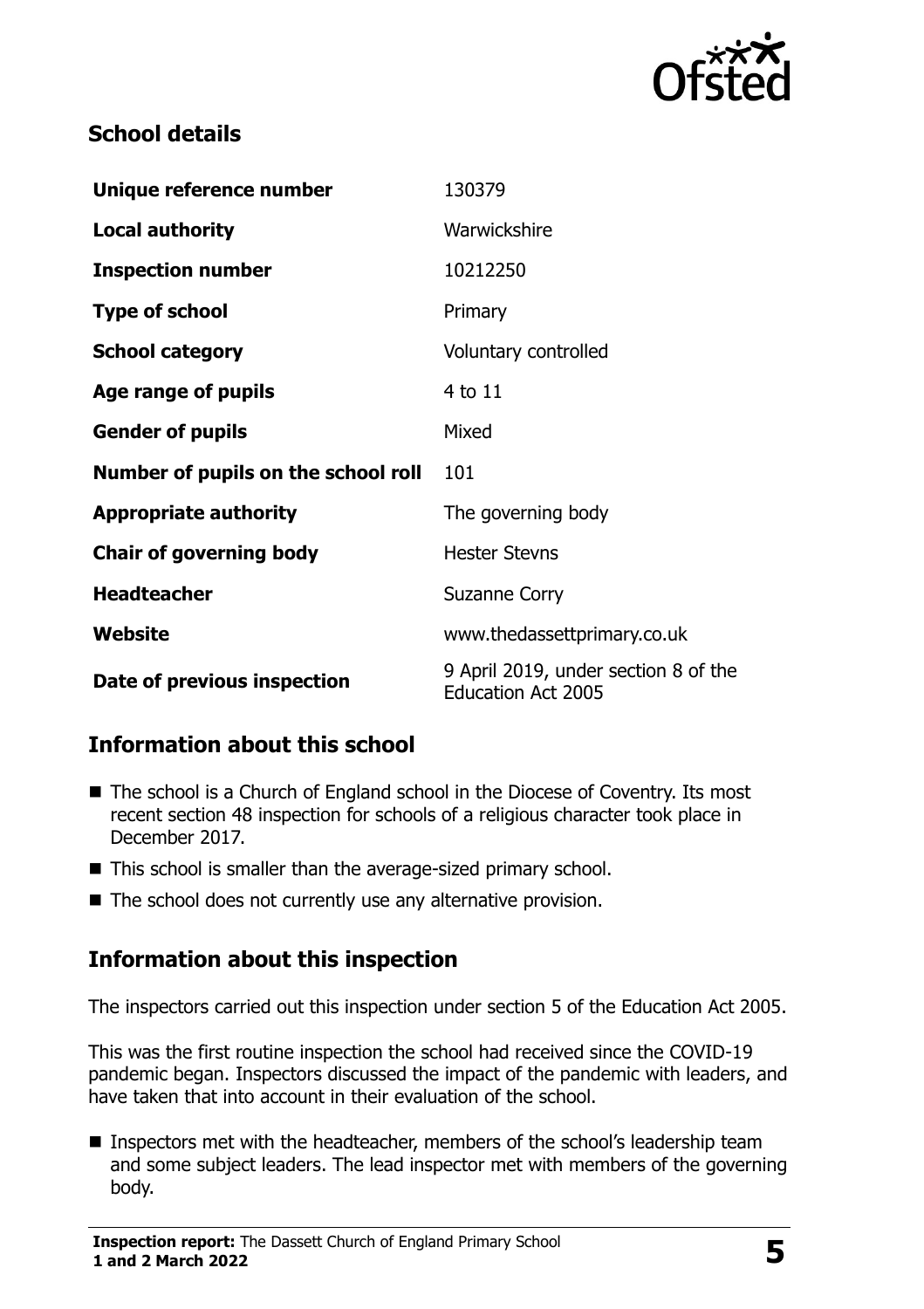## School details

| | |
|---|---|
| **Unique reference number** | 130379 |
| **Local authority** | Warwickshire |
| **Inspection number** | 10212250 |
| **Type of school** | Primary |
| **School category** | Voluntary controlled |
| **Age range of pupils** | 4 to 11 |
| **Gender of pupils** | Mixed |
| **Number of pupils on the school roll** | 101 |
| **Appropriate authority** | The governing body |
| **Chair of governing body** | Hester Stevns |
| **Headteacher** | Suzanne Corry |
| **Website** | www.thedassettprimary.co.uk |
| **Date of previous inspection** | 9 April 2019, under section 8 of the Education Act 2005 |

## Information about this school

- The school is a Church of England school in the Diocese of Coventry. Its most recent section 48 inspection for schools of a religious character took place in December 2017.
- This school is smaller than the average-sized primary school.
- The school does not currently use any alternative provision.

## Information about this inspection

The inspectors carried out this inspection under section 5 of the Education Act 2005.

This was the first routine inspection the school had received since the COVID-19 pandemic began. Inspectors discussed the impact of the pandemic with leaders, and have taken that into account in their evaluation of the school.

- Inspectors met with the headteacher, members of the school's leadership team and some subject leaders. The lead inspector met with members of the governing body.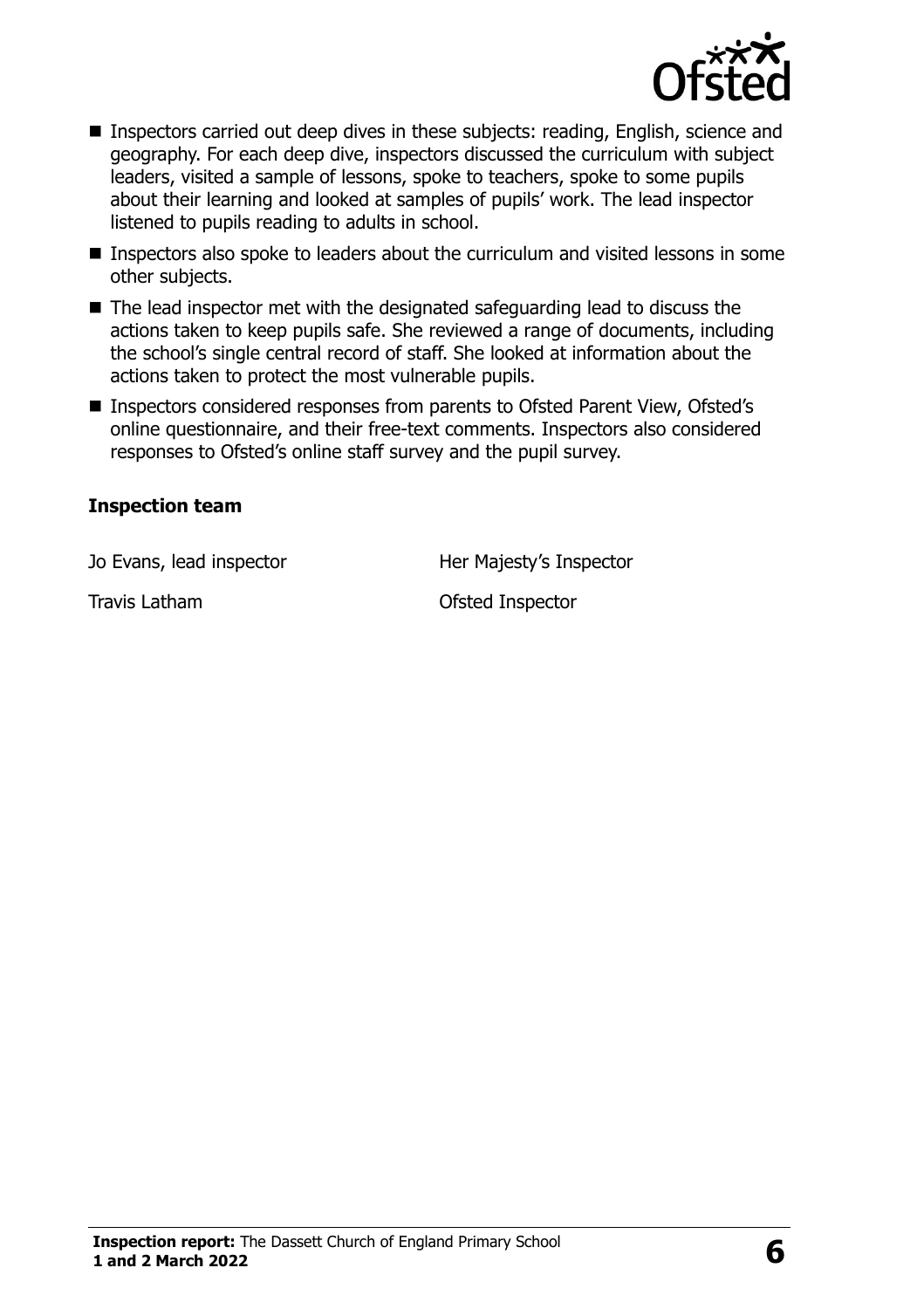- Inspectors carried out deep dives in these subjects: reading, English, science and geography. For each deep dive, inspectors discussed the curriculum with subject leaders, visited a sample of lessons, spoke to teachers, spoke to some pupils about their learning and looked at samples of pupils' work. The lead inspector listened to pupils reading to adults in school.
- Inspectors also spoke to leaders about the curriculum and visited lessons in some other subjects.
- The lead inspector met with the designated safeguarding lead to discuss the actions taken to keep pupils safe. She reviewed a range of documents, including the school's single central record of staff. She looked at information about the actions taken to protect the most vulnerable pupils.
- Inspectors considered responses from parents to Ofsted Parent View, Ofsted's online questionnaire, and their free-text comments. Inspectors also considered responses to Ofsted's online staff survey and the pupil survey.

### Inspection team

| | |
|---|---|
| Jo Evans, lead inspector | Her Majesty's Inspector |
| Travis Latham | Ofsted Inspector |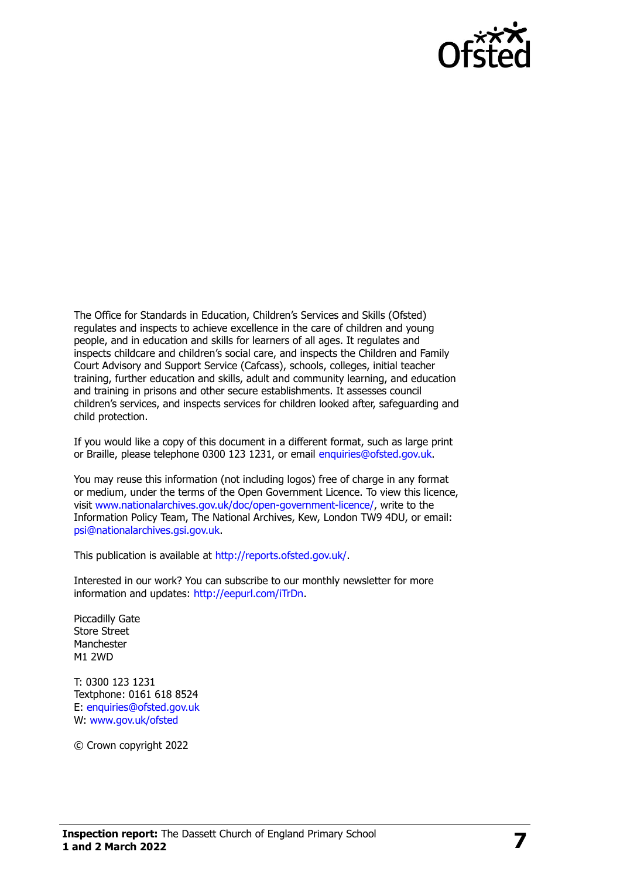The Office for Standards in Education, Children's Services and Skills (Ofsted) regulates and inspects to achieve excellence in the care of children and young people, and in education and skills for learners of all ages. It regulates and inspects childcare and children's social care, and inspects the Children and Family Court Advisory and Support Service (Cafcass), schools, colleges, initial teacher training, further education and skills, adult and community learning, and education and training in prisons and other secure establishments. It assesses council children's services, and inspects services for children looked after, safeguarding and child protection.

If you would like a copy of this document in a different format, such as large print or Braille, please telephone 0300 123 1231, or email enquiries@ofsted.gov.uk.

You may reuse this information (not including logos) free of charge in any format or medium, under the terms of the Open Government Licence. To view this licence, visit www.nationalarchives.gov.uk/doc/open-government-licence/, write to the Information Policy Team, The National Archives, Kew, London TW9 4DU, or email: psi@nationalarchives.gsi.gov.uk.

This publication is available at http://reports.ofsted.gov.uk/.

Interested in our work? You can subscribe to our monthly newsletter for more information and updates: http://eepurl.com/iTrDn.

Piccadilly Gate
Store Street
Manchester
M1 2WD

T: 0300 123 1231
Textphone: 0161 618 8524
E: enquiries@ofsted.gov.uk
W: www.gov.uk/ofsted

© Crown copyright 2022